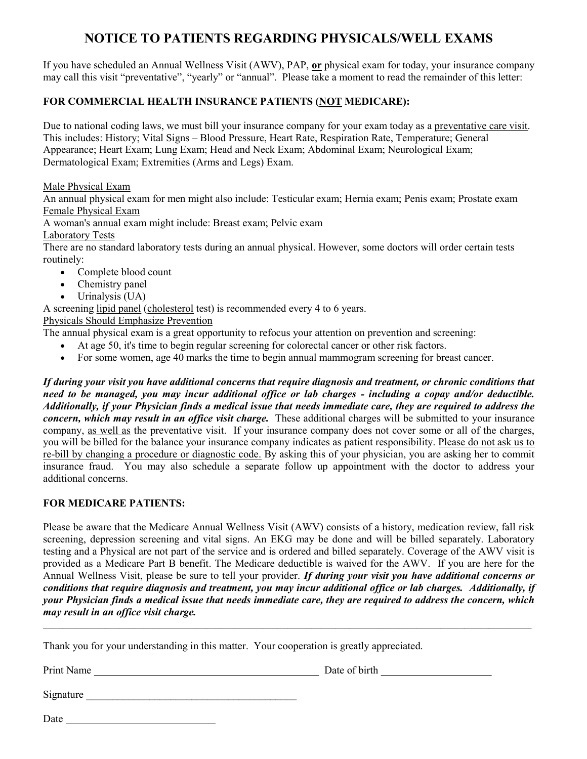# NOTICE TO PATIENTS REGARDING PHYSICALS/WELL EXAMS

If you have scheduled an Annual Wellness Visit (AWV), PAP, **or** physical exam for today, your insurance company may call this visit "preventative", "yearly" or "annual". Please take a moment to read the remainder of this letter:

## FOR COMMERCIAL HEALTH INSURANCE PATIENTS (NOT MEDICARE):

Due to national coding laws, we must bill your insurance company for your exam today as a preventative care visit. This includes: History; Vital Signs – Blood Pressure, Heart Rate, Respiration Rate, Temperature; General Appearance; Heart Exam; Lung Exam; Head and Neck Exam; Abdominal Exam; Neurological Exam; Dermatological Exam; Extremities (Arms and Legs) Exam.

Male Physical Exam

An annual physical exam for men might also include: Testicular exam; Hernia exam; Penis exam; Prostate exam

Female Physical Exam

A woman's annual exam might include: Breast exam; Pelvic exam

Laboratory Tests

There are no standard laboratory tests during an annual physical. However, some doctors will order certain tests routinely:

- Complete blood count
- Chemistry panel
- Urinalysis (UA)

A screening lipid panel (cholesterol test) is recommended every 4 to 6 years.

Physicals Should Emphasize Prevention

The annual physical exam is a great opportunity to refocus your attention on prevention and screening:

- At age 50, it's time to begin regular screening for colorectal cancer or other risk factors.
- For some women, age 40 marks the time to begin annual mammogram screening for breast cancer.

***If during your visit you have additional concerns that require diagnosis and treatment, or chronic conditions that need to be managed, you may incur additional office or lab charges - including a copay and/or deductible. Additionally, if your Physician finds a medical issue that needs immediate care, they are required to address the concern, which may result in an office visit charge.*** These additional charges will be submitted to your insurance company, as well as the preventative visit. If your insurance company does not cover some or all of the charges, you will be billed for the balance your insurance company indicates as patient responsibility. Please do not ask us to re-bill by changing a procedure or diagnostic code. By asking this of your physician, you are asking her to commit insurance fraud. You may also schedule a separate follow up appointment with the doctor to address your additional concerns.

## FOR MEDICARE PATIENTS:

Please be aware that the Medicare Annual Wellness Visit (AWV) consists of a history, medication review, fall risk screening, depression screening and vital signs. An EKG may be done and will be billed separately. Laboratory testing and a Physical are not part of the service and is ordered and billed separately. Coverage of the AWV visit is provided as a Medicare Part B benefit. The Medicare deductible is waived for the AWV. If you are here for the Annual Wellness Visit, please be sure to tell your provider. ***If during your visit you have additional concerns or conditions that require diagnosis and treatment, you may incur additional office or lab charges. Additionally, if your Physician finds a medical issue that needs immediate care, they are required to address the concern, which may result in an office visit charge.***

---

Thank you for your understanding in this matter. Your cooperation is greatly appreciated.

Print Name ______________________________ Date of birth ____________________

Signature ______________________________

Date ____________________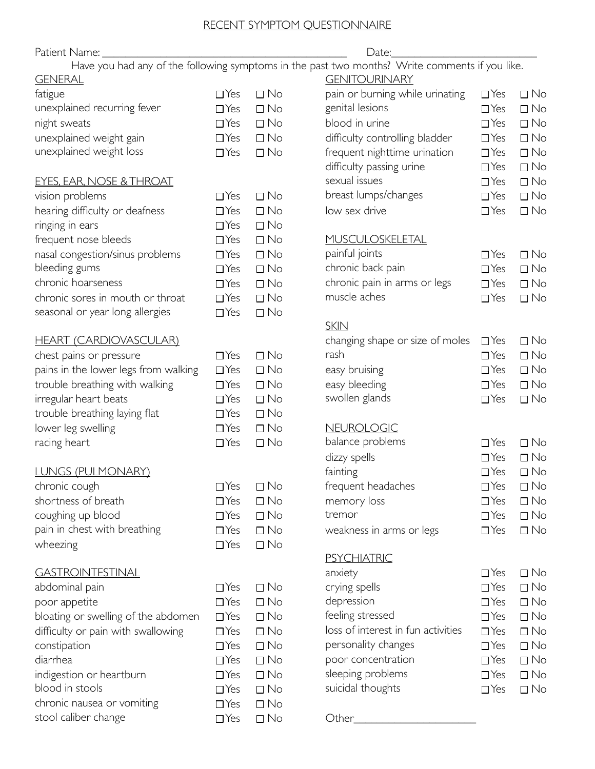# RECENT SYMPTOM QUESTIONNAIRE

Patient Name: ___________________________________________ Date: _________________________

Have you had any of the following symptoms in the past two months? Write comments if you like.

## GENERAL

| Symptom | Yes | No |
|---|---|---|
| fatigue | ☐ Yes | ☐ No |
| unexplained recurring fever | ☐ Yes | ☐ No |
| night sweats | ☐ Yes | ☐ No |
| unexplained weight gain | ☐ Yes | ☐ No |
| unexplained weight loss | ☐ Yes | ☐ No |

## EYES, EAR, NOSE & THROAT

| Symptom | Yes | No |
|---|---|---|
| vision problems | ☐ Yes | ☐ No |
| hearing difficulty or deafness | ☐ Yes | ☐ No |
| ringing in ears | ☐ Yes | ☐ No |
| frequent nose bleeds | ☐ Yes | ☐ No |
| nasal congestion/sinus problems | ☐ Yes | ☐ No |
| bleeding gums | ☐ Yes | ☐ No |
| chronic hoarseness | ☐ Yes | ☐ No |
| chronic sores in mouth or throat | ☐ Yes | ☐ No |
| seasonal or year long allergies | ☐ Yes | ☐ No |

## HEART (CARDIOVASCULAR)

| Symptom | Yes | No |
|---|---|---|
| chest pains or pressure | ☐ Yes | ☐ No |
| pains in the lower legs from walking | ☐ Yes | ☐ No |
| trouble breathing with walking | ☐ Yes | ☐ No |
| irregular heart beats | ☐ Yes | ☐ No |
| trouble breathing laying flat | ☐ Yes | ☐ No |
| lower leg swelling | ☐ Yes | ☐ No |
| racing heart | ☐ Yes | ☐ No |

## LUNGS (PULMONARY)

| Symptom | Yes | No |
|---|---|---|
| chronic cough | ☐ Yes | ☐ No |
| shortness of breath | ☐ Yes | ☐ No |
| coughing up blood | ☐ Yes | ☐ No |
| pain in chest with breathing | ☐ Yes | ☐ No |
| wheezing | ☐ Yes | ☐ No |

## GASTROINTESTINAL

| Symptom | Yes | No |
|---|---|---|
| abdominal pain | ☐ Yes | ☐ No |
| poor appetite | ☐ Yes | ☐ No |
| bloating or swelling of the abdomen | ☐ Yes | ☐ No |
| difficulty or pain with swallowing | ☐ Yes | ☐ No |
| constipation | ☐ Yes | ☐ No |
| diarrhea | ☐ Yes | ☐ No |
| indigestion or heartburn | ☐ Yes | ☐ No |
| blood in stools | ☐ Yes | ☐ No |
| chronic nausea or vomiting | ☐ Yes | ☐ No |
| stool caliber change | ☐ Yes | ☐ No |

## GENITOURINARY

| Symptom | Yes | No |
|---|---|---|
| pain or burning while urinating | ☐ Yes | ☐ No |
| genital lesions | ☐ Yes | ☐ No |
| blood in urine | ☐ Yes | ☐ No |
| difficulty controlling bladder | ☐ Yes | ☐ No |
| frequent nighttime urination | ☐ Yes | ☐ No |
| difficulty passing urine | ☐ Yes | ☐ No |
| sexual issues | ☐ Yes | ☐ No |
| breast lumps/changes | ☐ Yes | ☐ No |
| low sex drive | ☐ Yes | ☐ No |

## MUSCULOSKELETAL

| Symptom | Yes | No |
|---|---|---|
| painful joints | ☐ Yes | ☐ No |
| chronic back pain | ☐ Yes | ☐ No |
| chronic pain in arms or legs | ☐ Yes | ☐ No |
| muscle aches | ☐ Yes | ☐ No |

## SKIN

| Symptom | Yes | No |
|---|---|---|
| changing shape or size of moles | ☐ Yes | ☐ No |
| rash | ☐ Yes | ☐ No |
| easy bruising | ☐ Yes | ☐ No |
| easy bleeding | ☐ Yes | ☐ No |
| swollen glands | ☐ Yes | ☐ No |

## NEUROLOGIC

| Symptom | Yes | No |
|---|---|---|
| balance problems | ☐ Yes | ☐ No |
| dizzy spells | ☐ Yes | ☐ No |
| fainting | ☐ Yes | ☐ No |
| frequent headaches | ☐ Yes | ☐ No |
| memory loss | ☐ Yes | ☐ No |
| tremor | ☐ Yes | ☐ No |
| weakness in arms or legs | ☐ Yes | ☐ No |

## PSYCHIATRIC

| Symptom | Yes | No |
|---|---|---|
| anxiety | ☐ Yes | ☐ No |
| crying spells | ☐ Yes | ☐ No |
| depression | ☐ Yes | ☐ No |
| feeling stressed | ☐ Yes | ☐ No |
| loss of interest in fun activities | ☐ Yes | ☐ No |
| personality changes | ☐ Yes | ☐ No |
| poor concentration | ☐ Yes | ☐ No |
| sleeping problems | ☐ Yes | ☐ No |
| suicidal thoughts | ☐ Yes | ☐ No |

Other_____________________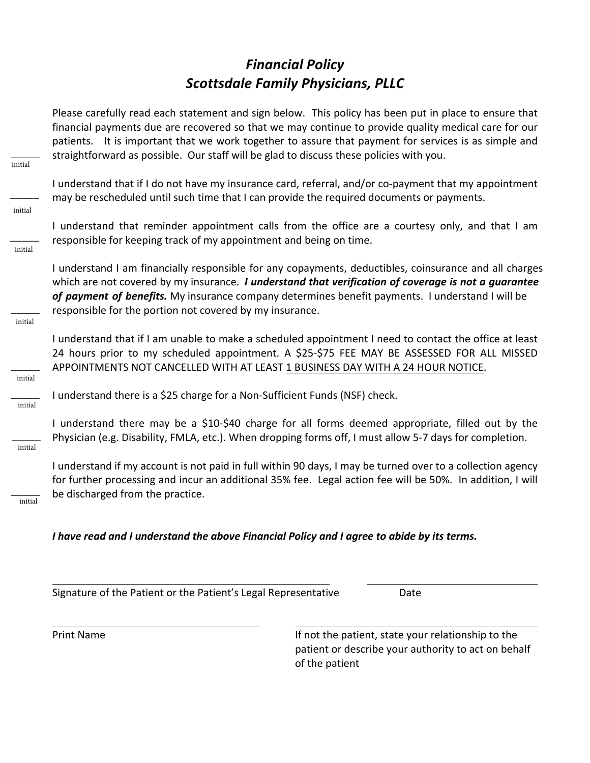# *Financial Policy*
# *Scottsdale Family Physicians, PLLC*

Please carefully read each statement and sign below. This policy has been put in place to ensure that financial payments due are recovered so that we may continue to provide quality medical care for our patients. It is important that we work together to assure that payment for services is as simple and straightforward as possible. Our staff will be glad to discuss these policies with you.

______ initial

I understand that if I do not have my insurance card, referral, and/or co-payment that my appointment may be rescheduled until such time that I can provide the required documents or payments.

______ initial

I understand that reminder appointment calls from the office are a courtesy only, and that I am responsible for keeping track of my appointment and being on time.

______ initial

I understand I am financially responsible for any copayments, deductibles, coinsurance and all charges which are not covered by my insurance. ***I understand that verification of coverage is not a guarantee of payment of benefits.*** My insurance company determines benefit payments. I understand I will be responsible for the portion not covered by my insurance.

______ initial

I understand that if I am unable to make a scheduled appointment I need to contact the office at least 24 hours prior to my scheduled appointment. A $25-$75 FEE MAY BE ASSESSED FOR ALL MISSED APPOINTMENTS NOT CANCELLED WITH AT LEAST <u>1 BUSINESS DAY WITH A 24 HOUR NOTICE</u>.

______ initial

I understand there is a $25 charge for a Non-Sufficient Funds (NSF) check.

______ initial

I understand there may be a $10-$40 charge for all forms deemed appropriate, filled out by the Physician (e.g. Disability, FMLA, etc.). When dropping forms off, I must allow 5-7 days for completion.

______ initial

I understand if my account is not paid in full within 90 days, I may be turned over to a collection agency for further processing and incur an additional 35% fee. Legal action fee will be 50%. In addition, I will be discharged from the practice.

______ initial

***I have read and I understand the above Financial Policy and I agree to abide by its terms.***

_______________________________________________ ______________________

Signature of the Patient or the Patient's Legal Representative Date

_______________________________________________ ______________________

Print Name

If not the patient, state your relationship to the patient or describe your authority to act on behalf of the patient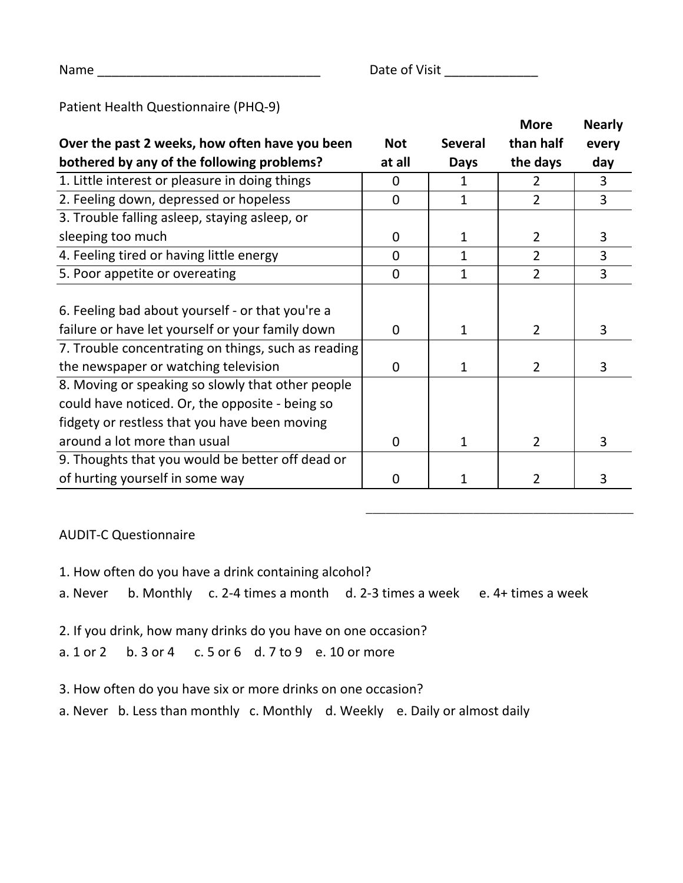Name ________________________________ Date of Visit _____________

Patient Health Questionnaire (PHQ-9)

| **Over the past 2 weeks, how often have you been bothered by any of the following problems?** | **Not at all** | **Several Days** | **More than half the days** | **Nearly every day** |
|---|---|---|---|---|
| 1. Little interest or pleasure in doing things | 0 | 1 | 2 | 3 |
| 2. Feeling down, depressed or hopeless | 0 | 1 | 2 | 3 |
| 3. Trouble falling asleep, staying asleep, or sleeping too much | 0 | 1 | 2 | 3 |
| 4. Feeling tired or having little energy | 0 | 1 | 2 | 3 |
| 5. Poor appetite or overeating | 0 | 1 | 2 | 3 |
| 6. Feeling bad about yourself - or that you're a failure or have let yourself or your family down | 0 | 1 | 2 | 3 |
| 7. Trouble concentrating on things, such as reading the newspaper or watching television | 0 | 1 | 2 | 3 |
| 8. Moving or speaking so slowly that other people could have noticed. Or, the opposite - being so fidgety or restless that you have been moving around a lot more than usual | 0 | 1 | 2 | 3 |
| 9. Thoughts that you would be better off dead or of hurting yourself in some way | 0 | 1 | 2 | 3 |

_______________________________________

AUDIT-C Questionnaire

1. How often do you have a drink containing alcohol?

a. Never b. Monthly c. 2-4 times a month d. 2-3 times a week e. 4+ times a week

2. If you drink, how many drinks do you have on one occasion?

a. 1 or 2 b. 3 or 4 c. 5 or 6 d. 7 to 9 e. 10 or more

3. How often do you have six or more drinks on one occasion?

a. Never b. Less than monthly c. Monthly d. Weekly e. Daily or almost daily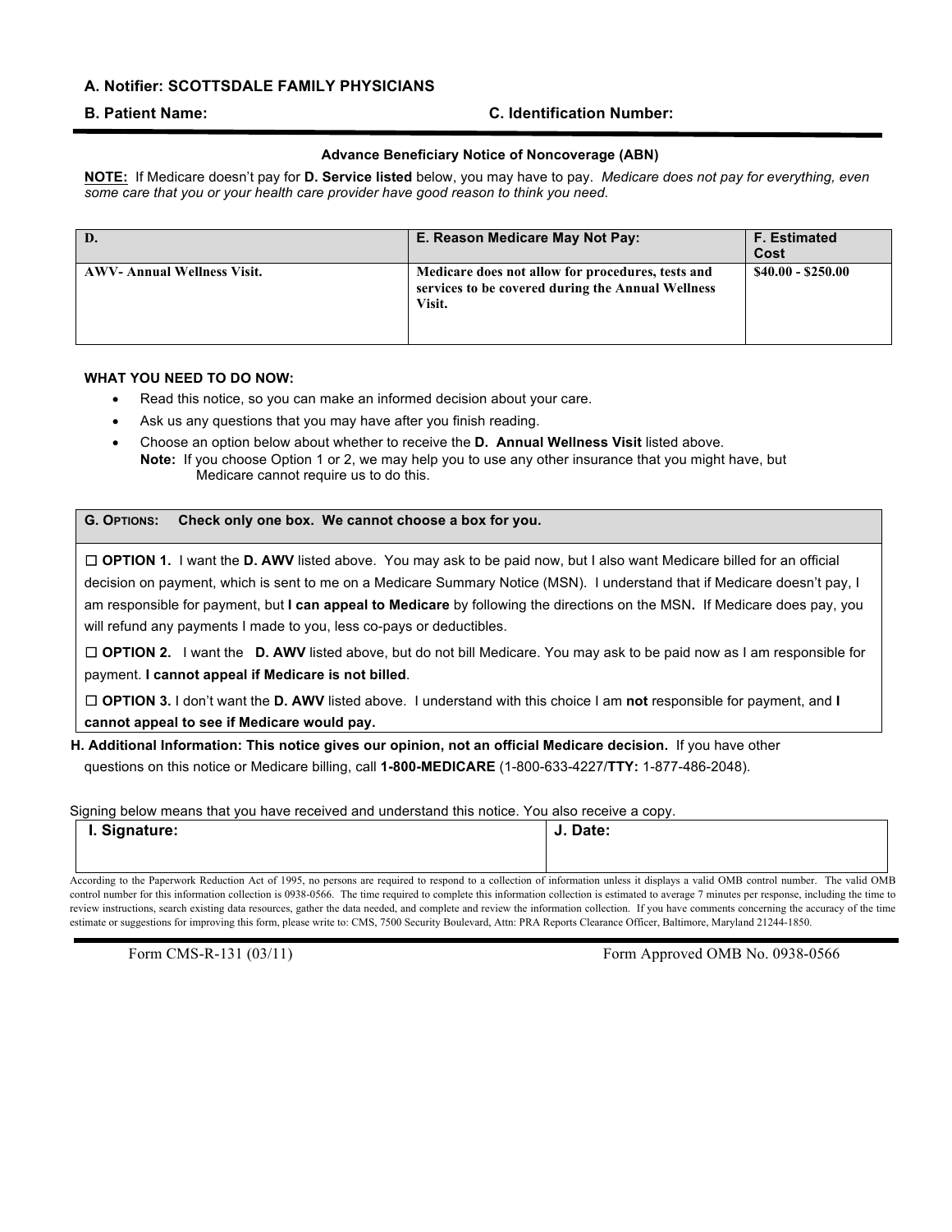**A. Notifier: SCOTTSDALE FAMILY PHYSICIANS**

**B. Patient Name:** **C. Identification Number:**

### Advance Beneficiary Notice of Noncoverage (ABN)

**NOTE:** If Medicare doesn't pay for **D. Service listed** below, you may have to pay. *Medicare does not pay for everything, even some care that you or your health care provider have good reason to think you need.*

| D. | E. Reason Medicare May Not Pay: | F. Estimated Cost |
|---|---|---|
| **AWV- Annual Wellness Visit.** | **Medicare does not allow for procedures, tests and services to be covered during the Annual Wellness Visit.** | **$40.00 - $250.00** |

**WHAT YOU NEED TO DO NOW:**

- Read this notice, so you can make an informed decision about your care.
- Ask us any questions that you may have after you finish reading.
- Choose an option below about whether to receive the **D. Annual Wellness Visit** listed above.
  **Note:** If you choose Option 1 or 2, we may help you to use any other insurance that you might have, but Medicare cannot require us to do this.

**G. OPTIONS: Check only one box. We cannot choose a box for you.**

☐ **OPTION 1.** I want the **D. AWV** listed above. You may ask to be paid now, but I also want Medicare billed for an official decision on payment, which is sent to me on a Medicare Summary Notice (MSN). I understand that if Medicare doesn't pay, I am responsible for payment, but **I can appeal to Medicare** by following the directions on the MSN**.** If Medicare does pay, you will refund any payments I made to you, less co-pays or deductibles.

☐ **OPTION 2.** I want the **D. AWV** listed above, but do not bill Medicare. You may ask to be paid now as I am responsible for payment. **I cannot appeal if Medicare is not billed**.

☐ **OPTION 3.** I don't want the **D. AWV** listed above. I understand with this choice I am **not** responsible for payment, and **I cannot appeal to see if Medicare would pay.**

**H. Additional Information: This notice gives our opinion, not an official Medicare decision.** If you have other questions on this notice or Medicare billing, call **1-800-MEDICARE** (1-800-633-4227/**TTY:** 1-877-486-2048).

Signing below means that you have received and understand this notice. You also receive a copy.

| I. Signature: | J. Date: |
|---|---|
| | |

According to the Paperwork Reduction Act of 1995, no persons are required to respond to a collection of information unless it displays a valid OMB control number. The valid OMB control number for this information collection is 0938-0566. The time required to complete this information collection is estimated to average 7 minutes per response, including the time to review instructions, search existing data resources, gather the data needed, and complete and review the information collection. If you have comments concerning the accuracy of the time estimate or suggestions for improving this form, please write to: CMS, 7500 Security Boulevard, Attn: PRA Reports Clearance Officer, Baltimore, Maryland 21244-1850.

Form CMS-R-131 (03/11) Form Approved OMB No. 0938-0566